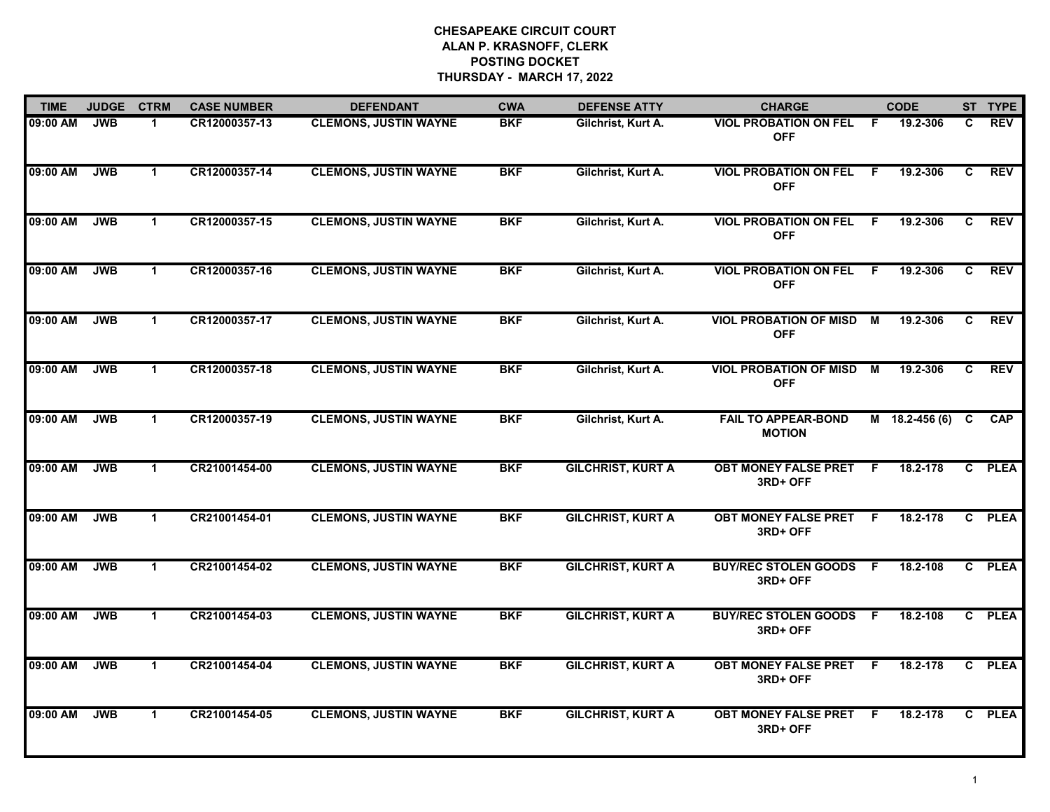# CHESAPEAKE CIRCUIT COURT
## ALAN P. KRASNOFF, CLERK
## POSTING DOCKET
## THURSDAY - MARCH 17, 2022

| TIME | JUDGE | CTRM | CASE NUMBER | DEFENDANT | CWA | DEFENSE ATTY | CHARGE | | CODE | ST | TYPE |
|---|---|---|---|---|---|---|---|---|---|---|---|
| 09:00 AM | JWB | 1 | CR12000357-13 | CLEMONS, JUSTIN WAYNE | BKF | Gilchrist, Kurt A. | VIOL PROBATION ON FEL OFF | F | 19.2-306 | C | REV |
| 09:00 AM | JWB | 1 | CR12000357-14 | CLEMONS, JUSTIN WAYNE | BKF | Gilchrist, Kurt A. | VIOL PROBATION ON FEL OFF | F | 19.2-306 | C | REV |
| 09:00 AM | JWB | 1 | CR12000357-15 | CLEMONS, JUSTIN WAYNE | BKF | Gilchrist, Kurt A. | VIOL PROBATION ON FEL OFF | F | 19.2-306 | C | REV |
| 09:00 AM | JWB | 1 | CR12000357-16 | CLEMONS, JUSTIN WAYNE | BKF | Gilchrist, Kurt A. | VIOL PROBATION ON FEL OFF | F | 19.2-306 | C | REV |
| 09:00 AM | JWB | 1 | CR12000357-17 | CLEMONS, JUSTIN WAYNE | BKF | Gilchrist, Kurt A. | VIOL PROBATION OF MISD OFF | M | 19.2-306 | C | REV |
| 09:00 AM | JWB | 1 | CR12000357-18 | CLEMONS, JUSTIN WAYNE | BKF | Gilchrist, Kurt A. | VIOL PROBATION OF MISD OFF | M | 19.2-306 | C | REV |
| 09:00 AM | JWB | 1 | CR12000357-19 | CLEMONS, JUSTIN WAYNE | BKF | Gilchrist, Kurt A. | FAIL TO APPEAR-BOND MOTION | M | 18.2-456 (6) | C | CAP |
| 09:00 AM | JWB | 1 | CR21001454-00 | CLEMONS, JUSTIN WAYNE | BKF | GILCHRIST, KURT A | OBT MONEY FALSE PRET 3RD+ OFF | F | 18.2-178 | C | PLEA |
| 09:00 AM | JWB | 1 | CR21001454-01 | CLEMONS, JUSTIN WAYNE | BKF | GILCHRIST, KURT A | OBT MONEY FALSE PRET 3RD+ OFF | F | 18.2-178 | C | PLEA |
| 09:00 AM | JWB | 1 | CR21001454-02 | CLEMONS, JUSTIN WAYNE | BKF | GILCHRIST, KURT A | BUY/REC STOLEN GOODS 3RD+ OFF | F | 18.2-108 | C | PLEA |
| 09:00 AM | JWB | 1 | CR21001454-03 | CLEMONS, JUSTIN WAYNE | BKF | GILCHRIST, KURT A | BUY/REC STOLEN GOODS 3RD+ OFF | F | 18.2-108 | C | PLEA |
| 09:00 AM | JWB | 1 | CR21001454-04 | CLEMONS, JUSTIN WAYNE | BKF | GILCHRIST, KURT A | OBT MONEY FALSE PRET 3RD+ OFF | F | 18.2-178 | C | PLEA |
| 09:00 AM | JWB | 1 | CR21001454-05 | CLEMONS, JUSTIN WAYNE | BKF | GILCHRIST, KURT A | OBT MONEY FALSE PRET 3RD+ OFF | F | 18.2-178 | C | PLEA |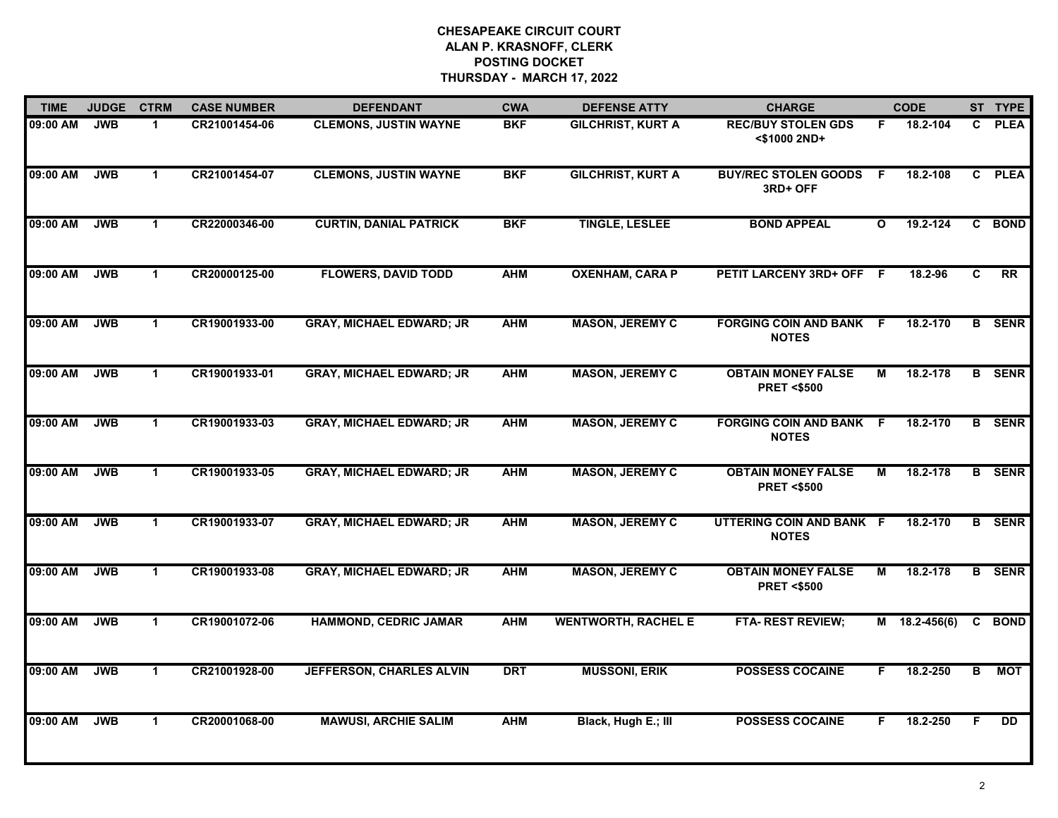# CHESAPEAKE CIRCUIT COURT
## ALAN P. KRASNOFF, CLERK
## POSTING DOCKET
## THURSDAY - MARCH 17, 2022

| TIME | JUDGE | CTRM | CASE NUMBER | DEFENDANT | CWA | DEFENSE ATTY | CHARGE | | CODE | ST | TYPE |
|---|---|---|---|---|---|---|---|---|---|---|---|
| 09:00 AM | JWB | 1 | CR21001454-06 | CLEMONS, JUSTIN WAYNE | BKF | GILCHRIST, KURT A | REC/BUY STOLEN GDS <$1000 2ND+ | F | 18.2-104 | C | PLEA |
| 09:00 AM | JWB | 1 | CR21001454-07 | CLEMONS, JUSTIN WAYNE | BKF | GILCHRIST, KURT A | BUY/REC STOLEN GOODS 3RD+ OFF | F | 18.2-108 | C | PLEA |
| 09:00 AM | JWB | 1 | CR22000346-00 | CURTIN, DANIAL PATRICK | BKF | TINGLE, LESLEE | BOND APPEAL | O | 19.2-124 | C | BOND |
| 09:00 AM | JWB | 1 | CR20000125-00 | FLOWERS, DAVID TODD | AHM | OXENHAM, CARA P | PETIT LARCENY 3RD+ OFF | F | 18.2-96 | C | RR |
| 09:00 AM | JWB | 1 | CR19001933-00 | GRAY, MICHAEL EDWARD; JR | AHM | MASON, JEREMY C | FORGING COIN AND BANK NOTES | F | 18.2-170 | B | SENR |
| 09:00 AM | JWB | 1 | CR19001933-01 | GRAY, MICHAEL EDWARD; JR | AHM | MASON, JEREMY C | OBTAIN MONEY FALSE PRET <$500 | M | 18.2-178 | B | SENR |
| 09:00 AM | JWB | 1 | CR19001933-03 | GRAY, MICHAEL EDWARD; JR | AHM | MASON, JEREMY C | FORGING COIN AND BANK NOTES | F | 18.2-170 | B | SENR |
| 09:00 AM | JWB | 1 | CR19001933-05 | GRAY, MICHAEL EDWARD; JR | AHM | MASON, JEREMY C | OBTAIN MONEY FALSE PRET <$500 | M | 18.2-178 | B | SENR |
| 09:00 AM | JWB | 1 | CR19001933-07 | GRAY, MICHAEL EDWARD; JR | AHM | MASON, JEREMY C | UTTERING COIN AND BANK NOTES | F | 18.2-170 | B | SENR |
| 09:00 AM | JWB | 1 | CR19001933-08 | GRAY, MICHAEL EDWARD; JR | AHM | MASON, JEREMY C | OBTAIN MONEY FALSE PRET <$500 | M | 18.2-178 | B | SENR |
| 09:00 AM | JWB | 1 | CR19001072-06 | HAMMOND, CEDRIC JAMAR | AHM | WENTWORTH, RACHEL E | FTA- REST REVIEW; | M | 18.2-456(6) | C | BOND |
| 09:00 AM | JWB | 1 | CR21001928-00 | JEFFERSON, CHARLES ALVIN | DRT | MUSSONI, ERIK | POSSESS COCAINE | F | 18.2-250 | B | MOT |
| 09:00 AM | JWB | 1 | CR20001068-00 | MAWUSI, ARCHIE SALIM | AHM | Black, Hugh E.; III | POSSESS COCAINE | F | 18.2-250 | F | DD |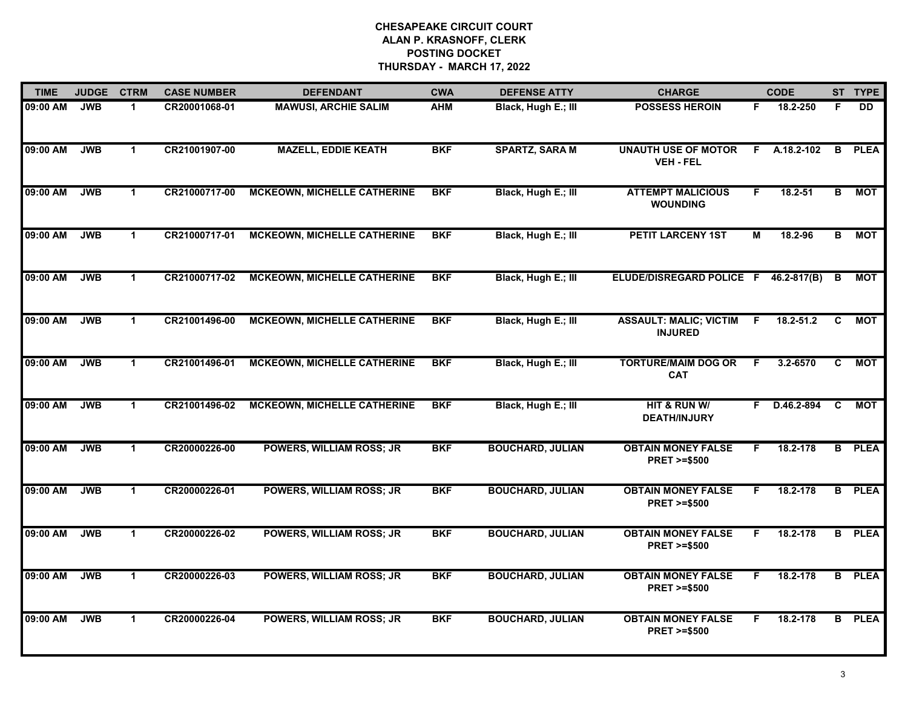**CHESAPEAKE CIRCUIT COURT**
**ALAN P. KRASNOFF, CLERK**
**POSTING DOCKET**
**THURSDAY - MARCH 17, 2022**

| TIME | JUDGE | CTRM | CASE NUMBER | DEFENDANT | CWA | DEFENSE ATTY | CHARGE | | CODE | ST | TYPE |
|---|---|---|---|---|---|---|---|---|---|---|---|
| 09:00 AM | JWB | 1 | CR20001068-01 | MAWUSI, ARCHIE SALIM | AHM | Black, Hugh E.; III | POSSESS HEROIN | F | 18.2-250 | F | DD |
| 09:00 AM | JWB | 1 | CR21001907-00 | MAZELL, EDDIE KEATH | BKF | SPARTZ, SARA M | UNAUTH USE OF MOTOR VEH - FEL | F | A.18.2-102 | B | PLEA |
| 09:00 AM | JWB | 1 | CR21000717-00 | MCKEOWN, MICHELLE CATHERINE | BKF | Black, Hugh E.; III | ATTEMPT MALICIOUS WOUNDING | F | 18.2-51 | B | MOT |
| 09:00 AM | JWB | 1 | CR21000717-01 | MCKEOWN, MICHELLE CATHERINE | BKF | Black, Hugh E.; III | PETIT LARCENY 1ST | M | 18.2-96 | B | MOT |
| 09:00 AM | JWB | 1 | CR21000717-02 | MCKEOWN, MICHELLE CATHERINE | BKF | Black, Hugh E.; III | ELUDE/DISREGARD POLICE | F | 46.2-817(B) | B | MOT |
| 09:00 AM | JWB | 1 | CR21001496-00 | MCKEOWN, MICHELLE CATHERINE | BKF | Black, Hugh E.; III | ASSAULT: MALIC; VICTIM INJURED | F | 18.2-51.2 | C | MOT |
| 09:00 AM | JWB | 1 | CR21001496-01 | MCKEOWN, MICHELLE CATHERINE | BKF | Black, Hugh E.; III | TORTURE/MAIM DOG OR CAT | F | 3.2-6570 | C | MOT |
| 09:00 AM | JWB | 1 | CR21001496-02 | MCKEOWN, MICHELLE CATHERINE | BKF | Black, Hugh E.; III | HIT & RUN W/ DEATH/INJURY | F | D.46.2-894 | C | MOT |
| 09:00 AM | JWB | 1 | CR20000226-00 | POWERS, WILLIAM ROSS; JR | BKF | BOUCHARD, JULIAN | OBTAIN MONEY FALSE PRET >=$500 | F | 18.2-178 | B | PLEA |
| 09:00 AM | JWB | 1 | CR20000226-01 | POWERS, WILLIAM ROSS; JR | BKF | BOUCHARD, JULIAN | OBTAIN MONEY FALSE PRET >=$500 | F | 18.2-178 | B | PLEA |
| 09:00 AM | JWB | 1 | CR20000226-02 | POWERS, WILLIAM ROSS; JR | BKF | BOUCHARD, JULIAN | OBTAIN MONEY FALSE PRET >=$500 | F | 18.2-178 | B | PLEA |
| 09:00 AM | JWB | 1 | CR20000226-03 | POWERS, WILLIAM ROSS; JR | BKF | BOUCHARD, JULIAN | OBTAIN MONEY FALSE PRET >=$500 | F | 18.2-178 | B | PLEA |
| 09:00 AM | JWB | 1 | CR20000226-04 | POWERS, WILLIAM ROSS; JR | BKF | BOUCHARD, JULIAN | OBTAIN MONEY FALSE PRET >=$500 | F | 18.2-178 | B | PLEA |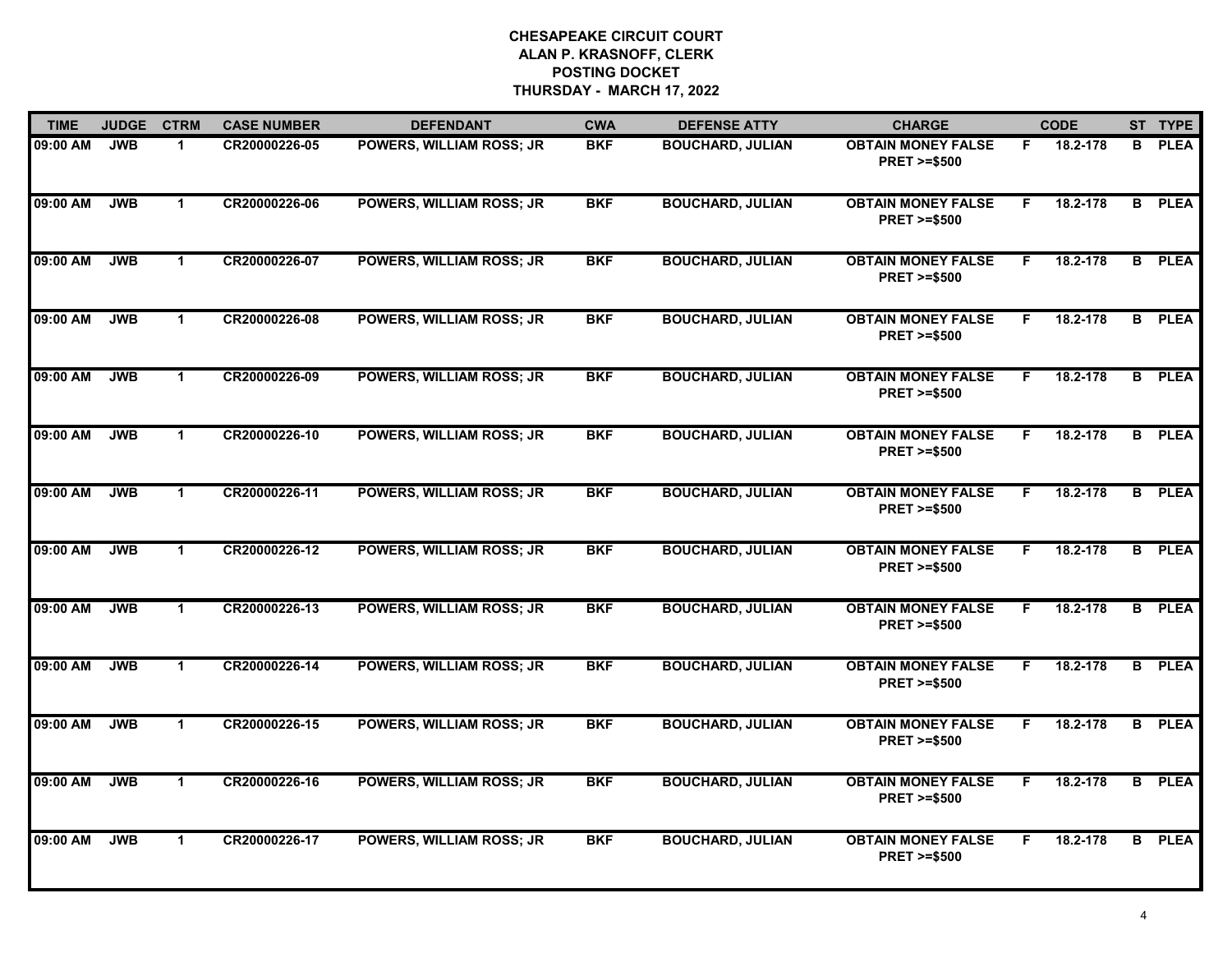**CHESAPEAKE CIRCUIT COURT**
**ALAN P. KRASNOFF, CLERK**
**POSTING DOCKET**
**THURSDAY - MARCH 17, 2022**

| TIME | JUDGE | CTRM | CASE NUMBER | DEFENDANT | CWA | DEFENSE ATTY | CHARGE | | CODE | ST | TYPE |
|---|---|---|---|---|---|---|---|---|---|---|---|
| 09:00 AM | JWB | 1 | CR20000226-05 | POWERS, WILLIAM ROSS; JR | BKF | BOUCHARD, JULIAN | OBTAIN MONEY FALSE PRET >=$500 | F | 18.2-178 | B | PLEA |
| 09:00 AM | JWB | 1 | CR20000226-06 | POWERS, WILLIAM ROSS; JR | BKF | BOUCHARD, JULIAN | OBTAIN MONEY FALSE PRET >=$500 | F | 18.2-178 | B | PLEA |
| 09:00 AM | JWB | 1 | CR20000226-07 | POWERS, WILLIAM ROSS; JR | BKF | BOUCHARD, JULIAN | OBTAIN MONEY FALSE PRET >=$500 | F | 18.2-178 | B | PLEA |
| 09:00 AM | JWB | 1 | CR20000226-08 | POWERS, WILLIAM ROSS; JR | BKF | BOUCHARD, JULIAN | OBTAIN MONEY FALSE PRET >=$500 | F | 18.2-178 | B | PLEA |
| 09:00 AM | JWB | 1 | CR20000226-09 | POWERS, WILLIAM ROSS; JR | BKF | BOUCHARD, JULIAN | OBTAIN MONEY FALSE PRET >=$500 | F | 18.2-178 | B | PLEA |
| 09:00 AM | JWB | 1 | CR20000226-10 | POWERS, WILLIAM ROSS; JR | BKF | BOUCHARD, JULIAN | OBTAIN MONEY FALSE PRET >=$500 | F | 18.2-178 | B | PLEA |
| 09:00 AM | JWB | 1 | CR20000226-11 | POWERS, WILLIAM ROSS; JR | BKF | BOUCHARD, JULIAN | OBTAIN MONEY FALSE PRET >=$500 | F | 18.2-178 | B | PLEA |
| 09:00 AM | JWB | 1 | CR20000226-12 | POWERS, WILLIAM ROSS; JR | BKF | BOUCHARD, JULIAN | OBTAIN MONEY FALSE PRET >=$500 | F | 18.2-178 | B | PLEA |
| 09:00 AM | JWB | 1 | CR20000226-13 | POWERS, WILLIAM ROSS; JR | BKF | BOUCHARD, JULIAN | OBTAIN MONEY FALSE PRET >=$500 | F | 18.2-178 | B | PLEA |
| 09:00 AM | JWB | 1 | CR20000226-14 | POWERS, WILLIAM ROSS; JR | BKF | BOUCHARD, JULIAN | OBTAIN MONEY FALSE PRET >=$500 | F | 18.2-178 | B | PLEA |
| 09:00 AM | JWB | 1 | CR20000226-15 | POWERS, WILLIAM ROSS; JR | BKF | BOUCHARD, JULIAN | OBTAIN MONEY FALSE PRET >=$500 | F | 18.2-178 | B | PLEA |
| 09:00 AM | JWB | 1 | CR20000226-16 | POWERS, WILLIAM ROSS; JR | BKF | BOUCHARD, JULIAN | OBTAIN MONEY FALSE PRET >=$500 | F | 18.2-178 | B | PLEA |
| 09:00 AM | JWB | 1 | CR20000226-17 | POWERS, WILLIAM ROSS; JR | BKF | BOUCHARD, JULIAN | OBTAIN MONEY FALSE PRET >=$500 | F | 18.2-178 | B | PLEA |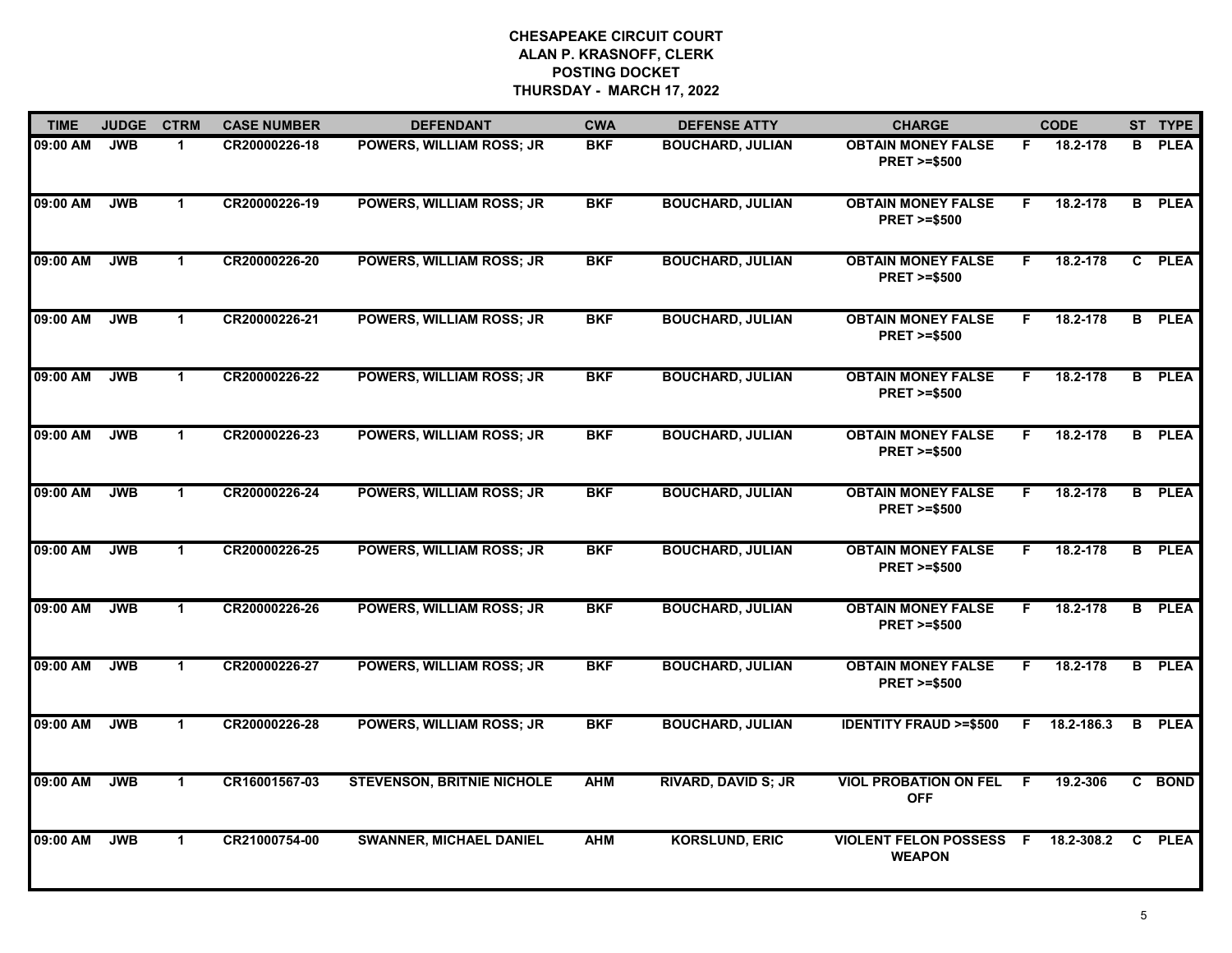**CHESAPEAKE CIRCUIT COURT**
**ALAN P. KRASNOFF, CLERK**
**POSTING DOCKET**
**THURSDAY - MARCH 17, 2022**

| TIME | JUDGE | CTRM | CASE NUMBER | DEFENDANT | CWA | DEFENSE ATTY | CHARGE | | CODE | ST | TYPE |
|---|---|---|---|---|---|---|---|---|---|---|---|
| 09:00 AM | JWB | 1 | CR20000226-18 | POWERS, WILLIAM ROSS; JR | BKF | BOUCHARD, JULIAN | OBTAIN MONEY FALSE PRET >=$500 | F | 18.2-178 | B | PLEA |
| 09:00 AM | JWB | 1 | CR20000226-19 | POWERS, WILLIAM ROSS; JR | BKF | BOUCHARD, JULIAN | OBTAIN MONEY FALSE PRET >=$500 | F | 18.2-178 | B | PLEA |
| 09:00 AM | JWB | 1 | CR20000226-20 | POWERS, WILLIAM ROSS; JR | BKF | BOUCHARD, JULIAN | OBTAIN MONEY FALSE PRET >=$500 | F | 18.2-178 | C | PLEA |
| 09:00 AM | JWB | 1 | CR20000226-21 | POWERS, WILLIAM ROSS; JR | BKF | BOUCHARD, JULIAN | OBTAIN MONEY FALSE PRET >=$500 | F | 18.2-178 | B | PLEA |
| 09:00 AM | JWB | 1 | CR20000226-22 | POWERS, WILLIAM ROSS; JR | BKF | BOUCHARD, JULIAN | OBTAIN MONEY FALSE PRET >=$500 | F | 18.2-178 | B | PLEA |
| 09:00 AM | JWB | 1 | CR20000226-23 | POWERS, WILLIAM ROSS; JR | BKF | BOUCHARD, JULIAN | OBTAIN MONEY FALSE PRET >=$500 | F | 18.2-178 | B | PLEA |
| 09:00 AM | JWB | 1 | CR20000226-24 | POWERS, WILLIAM ROSS; JR | BKF | BOUCHARD, JULIAN | OBTAIN MONEY FALSE PRET >=$500 | F | 18.2-178 | B | PLEA |
| 09:00 AM | JWB | 1 | CR20000226-25 | POWERS, WILLIAM ROSS; JR | BKF | BOUCHARD, JULIAN | OBTAIN MONEY FALSE PRET >=$500 | F | 18.2-178 | B | PLEA |
| 09:00 AM | JWB | 1 | CR20000226-26 | POWERS, WILLIAM ROSS; JR | BKF | BOUCHARD, JULIAN | OBTAIN MONEY FALSE PRET >=$500 | F | 18.2-178 | B | PLEA |
| 09:00 AM | JWB | 1 | CR20000226-27 | POWERS, WILLIAM ROSS; JR | BKF | BOUCHARD, JULIAN | OBTAIN MONEY FALSE PRET >=$500 | F | 18.2-178 | B | PLEA |
| 09:00 AM | JWB | 1 | CR20000226-28 | POWERS, WILLIAM ROSS; JR | BKF | BOUCHARD, JULIAN | IDENTITY FRAUD >=$500 | F | 18.2-186.3 | B | PLEA |
| 09:00 AM | JWB | 1 | CR16001567-03 | STEVENSON, BRITNIE NICHOLE | AHM | RIVARD, DAVID S; JR | VIOL PROBATION ON FEL OFF | F | 19.2-306 | C | BOND |
| 09:00 AM | JWB | 1 | CR21000754-00 | SWANNER, MICHAEL DANIEL | AHM | KORSLUND, ERIC | VIOLENT FELON POSSESS WEAPON | F | 18.2-308.2 | C | PLEA |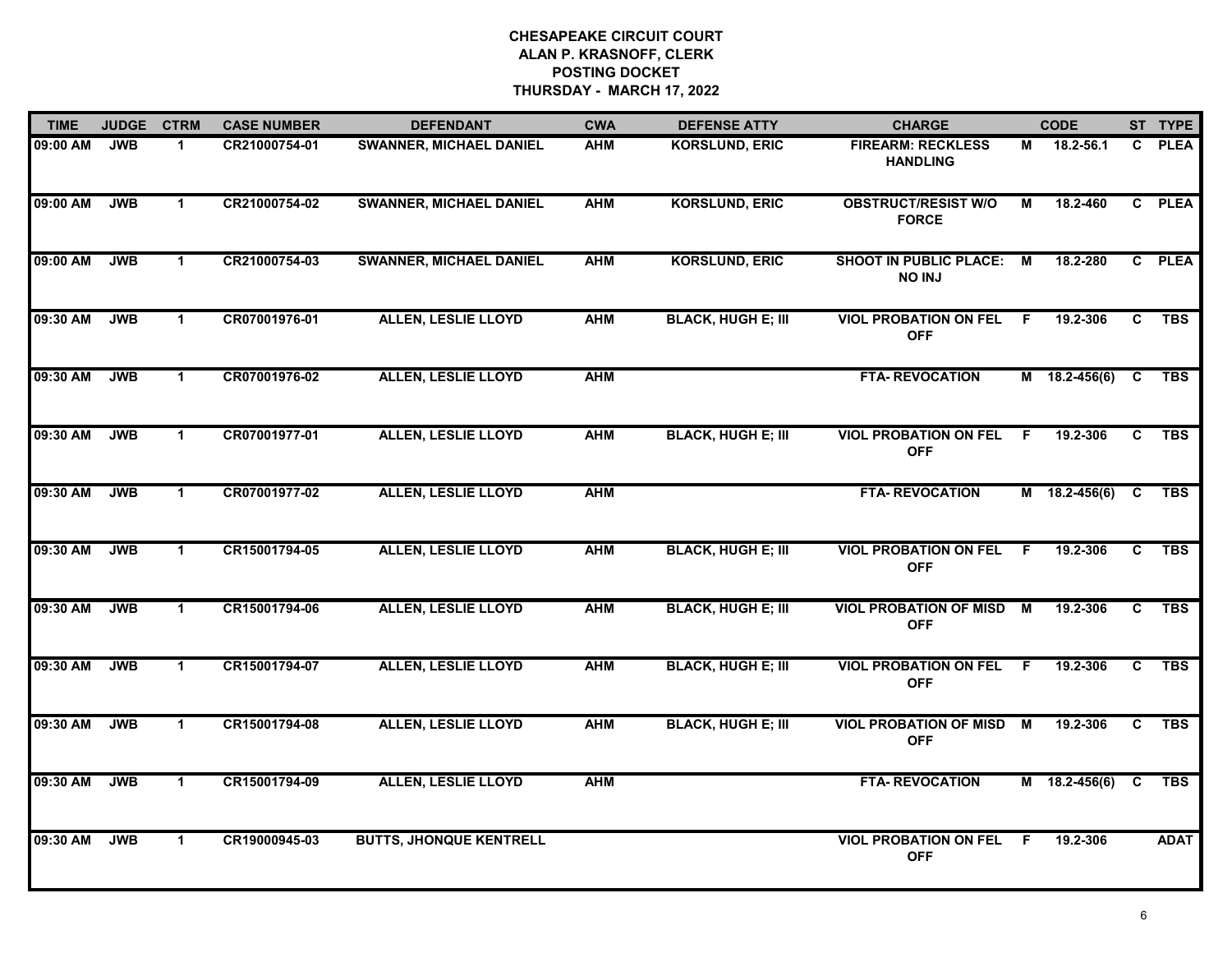**CHESAPEAKE CIRCUIT COURT**
**ALAN P. KRASNOFF, CLERK**
**POSTING DOCKET**
**THURSDAY - MARCH 17, 2022**

| TIME | JUDGE | CTRM | CASE NUMBER | DEFENDANT | CWA | DEFENSE ATTY | CHARGE | | CODE | ST | TYPE |
|---|---|---|---|---|---|---|---|---|---|---|---|
| 09:00 AM | JWB | 1 | CR21000754-01 | SWANNER, MICHAEL DANIEL | AHM | KORSLUND, ERIC | FIREARM: RECKLESS HANDLING | M | 18.2-56.1 | C | PLEA |
| 09:00 AM | JWB | 1 | CR21000754-02 | SWANNER, MICHAEL DANIEL | AHM | KORSLUND, ERIC | OBSTRUCT/RESIST W/O FORCE | M | 18.2-460 | C | PLEA |
| 09:00 AM | JWB | 1 | CR21000754-03 | SWANNER, MICHAEL DANIEL | AHM | KORSLUND, ERIC | SHOOT IN PUBLIC PLACE: NO INJ | M | 18.2-280 | C | PLEA |
| 09:30 AM | JWB | 1 | CR07001976-01 | ALLEN, LESLIE LLOYD | AHM | BLACK, HUGH E; III | VIOL PROBATION ON FEL OFF | F | 19.2-306 | C | TBS |
| 09:30 AM | JWB | 1 | CR07001976-02 | ALLEN, LESLIE LLOYD | AHM | | FTA- REVOCATION | M | 18.2-456(6) | C | TBS |
| 09:30 AM | JWB | 1 | CR07001977-01 | ALLEN, LESLIE LLOYD | AHM | BLACK, HUGH E; III | VIOL PROBATION ON FEL OFF | F | 19.2-306 | C | TBS |
| 09:30 AM | JWB | 1 | CR07001977-02 | ALLEN, LESLIE LLOYD | AHM | | FTA- REVOCATION | M | 18.2-456(6) | C | TBS |
| 09:30 AM | JWB | 1 | CR15001794-05 | ALLEN, LESLIE LLOYD | AHM | BLACK, HUGH E; III | VIOL PROBATION ON FEL OFF | F | 19.2-306 | C | TBS |
| 09:30 AM | JWB | 1 | CR15001794-06 | ALLEN, LESLIE LLOYD | AHM | BLACK, HUGH E; III | VIOL PROBATION OF MISD OFF | M | 19.2-306 | C | TBS |
| 09:30 AM | JWB | 1 | CR15001794-07 | ALLEN, LESLIE LLOYD | AHM | BLACK, HUGH E; III | VIOL PROBATION ON FEL OFF | F | 19.2-306 | C | TBS |
| 09:30 AM | JWB | 1 | CR15001794-08 | ALLEN, LESLIE LLOYD | AHM | BLACK, HUGH E; III | VIOL PROBATION OF MISD OFF | M | 19.2-306 | C | TBS |
| 09:30 AM | JWB | 1 | CR15001794-09 | ALLEN, LESLIE LLOYD | AHM | | FTA- REVOCATION | M | 18.2-456(6) | C | TBS |
| 09:30 AM | JWB | 1 | CR19000945-03 | BUTTS, JHONQUE KENTRELL | | | VIOL PROBATION ON FEL OFF | F | 19.2-306 | | ADAT |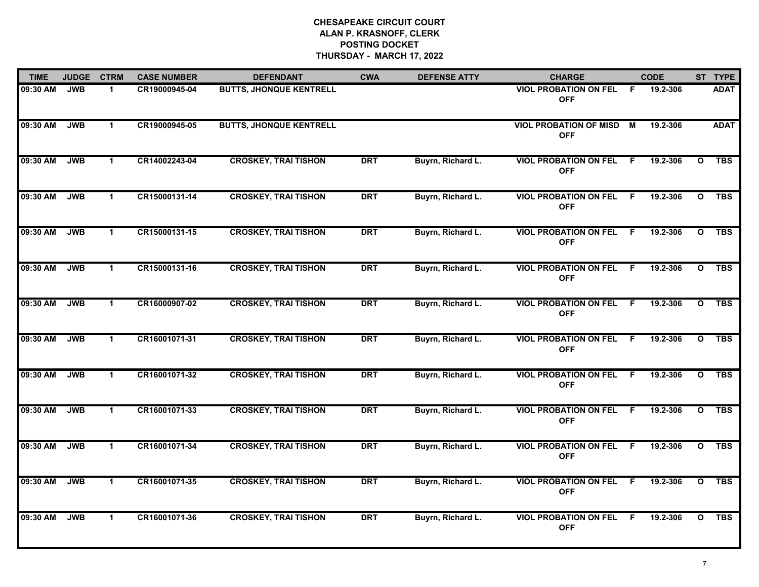**CHESAPEAKE CIRCUIT COURT**
**ALAN P. KRASNOFF, CLERK**
**POSTING DOCKET**
**THURSDAY - MARCH 17, 2022**

| TIME | JUDGE | CTRM | CASE NUMBER | DEFENDANT | CWA | DEFENSE ATTY | CHARGE | | CODE | ST | TYPE |
|---|---|---|---|---|---|---|---|---|---|---|---|
| 09:30 AM | JWB | 1 | CR19000945-04 | BUTTS, JHONQUE KENTRELL | | | VIOL PROBATION ON FEL OFF | F | 19.2-306 | | ADAT |
| 09:30 AM | JWB | 1 | CR19000945-05 | BUTTS, JHONQUE KENTRELL | | | VIOL PROBATION OF MISD OFF | M | 19.2-306 | | ADAT |
| 09:30 AM | JWB | 1 | CR14002243-04 | CROSKEY, TRAI TISHON | DRT | Buyrn, Richard L. | VIOL PROBATION ON FEL OFF | F | 19.2-306 | O | TBS |
| 09:30 AM | JWB | 1 | CR15000131-14 | CROSKEY, TRAI TISHON | DRT | Buyrn, Richard L. | VIOL PROBATION ON FEL OFF | F | 19.2-306 | O | TBS |
| 09:30 AM | JWB | 1 | CR15000131-15 | CROSKEY, TRAI TISHON | DRT | Buyrn, Richard L. | VIOL PROBATION ON FEL OFF | F | 19.2-306 | O | TBS |
| 09:30 AM | JWB | 1 | CR15000131-16 | CROSKEY, TRAI TISHON | DRT | Buyrn, Richard L. | VIOL PROBATION ON FEL OFF | F | 19.2-306 | O | TBS |
| 09:30 AM | JWB | 1 | CR16000907-02 | CROSKEY, TRAI TISHON | DRT | Buyrn, Richard L. | VIOL PROBATION ON FEL OFF | F | 19.2-306 | O | TBS |
| 09:30 AM | JWB | 1 | CR16001071-31 | CROSKEY, TRAI TISHON | DRT | Buyrn, Richard L. | VIOL PROBATION ON FEL OFF | F | 19.2-306 | O | TBS |
| 09:30 AM | JWB | 1 | CR16001071-32 | CROSKEY, TRAI TISHON | DRT | Buyrn, Richard L. | VIOL PROBATION ON FEL OFF | F | 19.2-306 | O | TBS |
| 09:30 AM | JWB | 1 | CR16001071-33 | CROSKEY, TRAI TISHON | DRT | Buyrn, Richard L. | VIOL PROBATION ON FEL OFF | F | 19.2-306 | O | TBS |
| 09:30 AM | JWB | 1 | CR16001071-34 | CROSKEY, TRAI TISHON | DRT | Buyrn, Richard L. | VIOL PROBATION ON FEL OFF | F | 19.2-306 | O | TBS |
| 09:30 AM | JWB | 1 | CR16001071-35 | CROSKEY, TRAI TISHON | DRT | Buyrn, Richard L. | VIOL PROBATION ON FEL OFF | F | 19.2-306 | O | TBS |
| 09:30 AM | JWB | 1 | CR16001071-36 | CROSKEY, TRAI TISHON | DRT | Buyrn, Richard L. | VIOL PROBATION ON FEL OFF | F | 19.2-306 | O | TBS |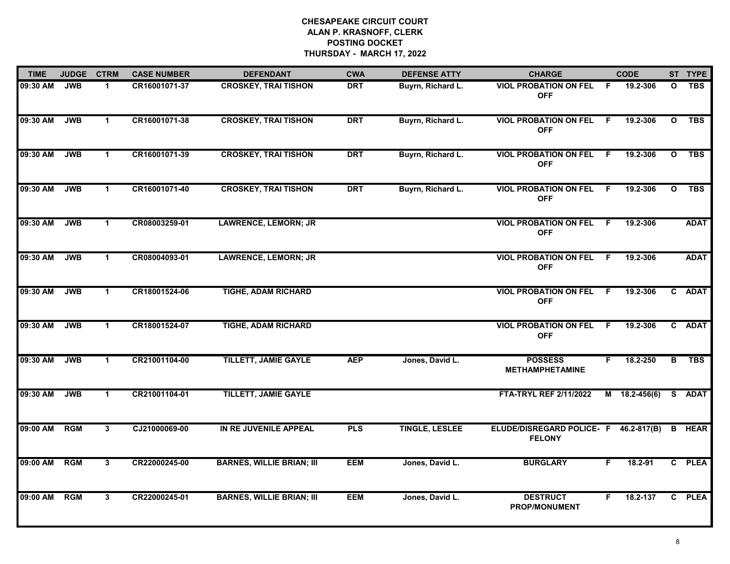# CHESAPEAKE CIRCUIT COURT
## ALAN P. KRASNOFF, CLERK
## POSTING DOCKET
## THURSDAY - MARCH 17, 2022

| TIME | JUDGE | CTRM | CASE NUMBER | DEFENDANT | CWA | DEFENSE ATTY | CHARGE | | CODE | ST | TYPE |
|---|---|---|---|---|---|---|---|---|---|---|---|
| 09:30 AM | JWB | 1 | CR16001071-37 | CROSKEY, TRAI TISHON | DRT | Buyrn, Richard L. | VIOL PROBATION ON FEL OFF | F | 19.2-306 | O | TBS |
| 09:30 AM | JWB | 1 | CR16001071-38 | CROSKEY, TRAI TISHON | DRT | Buyrn, Richard L. | VIOL PROBATION ON FEL OFF | F | 19.2-306 | O | TBS |
| 09:30 AM | JWB | 1 | CR16001071-39 | CROSKEY, TRAI TISHON | DRT | Buyrn, Richard L. | VIOL PROBATION ON FEL OFF | F | 19.2-306 | O | TBS |
| 09:30 AM | JWB | 1 | CR16001071-40 | CROSKEY, TRAI TISHON | DRT | Buyrn, Richard L. | VIOL PROBATION ON FEL OFF | F | 19.2-306 | O | TBS |
| 09:30 AM | JWB | 1 | CR08003259-01 | LAWRENCE, LEMORN; JR | | | VIOL PROBATION ON FEL OFF | F | 19.2-306 | | ADAT |
| 09:30 AM | JWB | 1 | CR08004093-01 | LAWRENCE, LEMORN; JR | | | VIOL PROBATION ON FEL OFF | F | 19.2-306 | | ADAT |
| 09:30 AM | JWB | 1 | CR18001524-06 | TIGHE, ADAM RICHARD | | | VIOL PROBATION ON FEL OFF | F | 19.2-306 | C | ADAT |
| 09:30 AM | JWB | 1 | CR18001524-07 | TIGHE, ADAM RICHARD | | | VIOL PROBATION ON FEL OFF | F | 19.2-306 | C | ADAT |
| 09:30 AM | JWB | 1 | CR21001104-00 | TILLETT, JAMIE GAYLE | AEP | Jones, David L. | POSSESS METHAMPHETAMINE | F | 18.2-250 | B | TBS |
| 09:30 AM | JWB | 1 | CR21001104-01 | TILLETT, JAMIE GAYLE | | | FTA-TRYL REF 2/11/2022 | M | 18.2-456(6) | S | ADAT |
| 09:00 AM | RGM | 3 | CJ21000069-00 | IN RE JUVENILE APPEAL | PLS | TINGLE, LESLEE | ELUDE/DISREGARD POLICE- FELONY | F | 46.2-817(B) | B | HEAR |
| 09:00 AM | RGM | 3 | CR22000245-00 | BARNES, WILLIE BRIAN; III | EEM | Jones, David L. | BURGLARY | F | 18.2-91 | C | PLEA |
| 09:00 AM | RGM | 3 | CR22000245-01 | BARNES, WILLIE BRIAN; III | EEM | Jones, David L. | DESTRUCT PROP/MONUMENT | F | 18.2-137 | C | PLEA |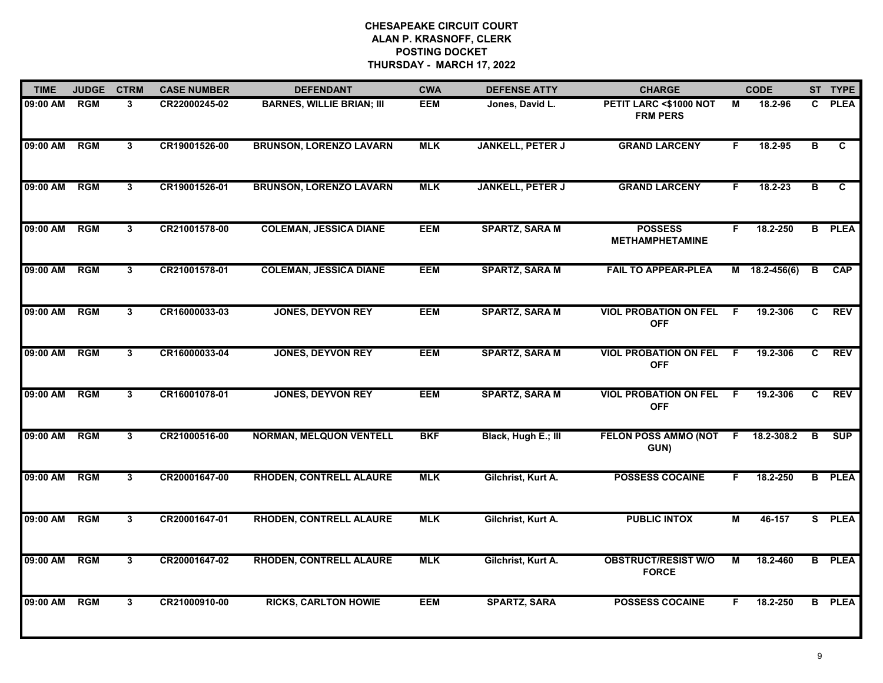# CHESAPEAKE CIRCUIT COURT
## ALAN P. KRASNOFF, CLERK
## POSTING DOCKET
## THURSDAY - MARCH 17, 2022

| TIME | JUDGE | CTRM | CASE NUMBER | DEFENDANT | CWA | DEFENSE ATTY | CHARGE | | CODE | ST | TYPE |
|---|---|---|---|---|---|---|---|---|---|---|---|
| 09:00 AM | RGM | 3 | CR22000245-02 | BARNES, WILLIE BRIAN; III | EEM | Jones, David L. | PETIT LARC <$1000 NOT FRM PERS | M | 18.2-96 | C | PLEA |
| 09:00 AM | RGM | 3 | CR19001526-00 | BRUNSON, LORENZO LAVARN | MLK | JANKELL, PETER J | GRAND LARCENY | F | 18.2-95 | B | C |
| 09:00 AM | RGM | 3 | CR19001526-01 | BRUNSON, LORENZO LAVARN | MLK | JANKELL, PETER J | GRAND LARCENY | F | 18.2-23 | B | C |
| 09:00 AM | RGM | 3 | CR21001578-00 | COLEMAN, JESSICA DIANE | EEM | SPARTZ, SARA M | POSSESS METHAMPHETAMINE | F | 18.2-250 | B | PLEA |
| 09:00 AM | RGM | 3 | CR21001578-01 | COLEMAN, JESSICA DIANE | EEM | SPARTZ, SARA M | FAIL TO APPEAR-PLEA | M | 18.2-456(6) | B | CAP |
| 09:00 AM | RGM | 3 | CR16000033-03 | JONES, DEYVON REY | EEM | SPARTZ, SARA M | VIOL PROBATION ON FEL OFF | F | 19.2-306 | C | REV |
| 09:00 AM | RGM | 3 | CR16000033-04 | JONES, DEYVON REY | EEM | SPARTZ, SARA M | VIOL PROBATION ON FEL OFF | F | 19.2-306 | C | REV |
| 09:00 AM | RGM | 3 | CR16001078-01 | JONES, DEYVON REY | EEM | SPARTZ, SARA M | VIOL PROBATION ON FEL OFF | F | 19.2-306 | C | REV |
| 09:00 AM | RGM | 3 | CR21000516-00 | NORMAN, MELQUON VENTELL | BKF | Black, Hugh E.; III | FELON POSS AMMO (NOT GUN) | F | 18.2-308.2 | B | SUP |
| 09:00 AM | RGM | 3 | CR20001647-00 | RHODEN, CONTRELL ALAURE | MLK | Gilchrist, Kurt A. | POSSESS COCAINE | F | 18.2-250 | B | PLEA |
| 09:00 AM | RGM | 3 | CR20001647-01 | RHODEN, CONTRELL ALAURE | MLK | Gilchrist, Kurt A. | PUBLIC INTOX | M | 46-157 | S | PLEA |
| 09:00 AM | RGM | 3 | CR20001647-02 | RHODEN, CONTRELL ALAURE | MLK | Gilchrist, Kurt A. | OBSTRUCT/RESIST W/O FORCE | M | 18.2-460 | B | PLEA |
| 09:00 AM | RGM | 3 | CR21000910-00 | RICKS, CARLTON HOWIE | EEM | SPARTZ, SARA | POSSESS COCAINE | F | 18.2-250 | B | PLEA |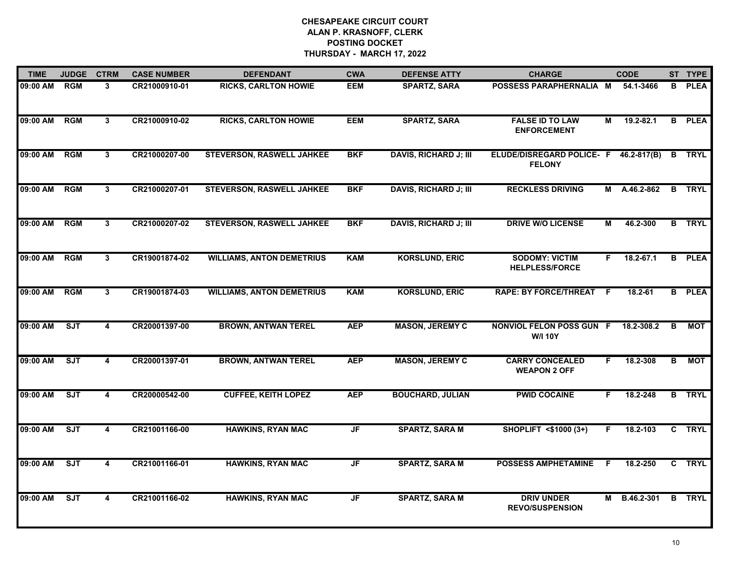# CHESAPEAKE CIRCUIT COURT
## ALAN P. KRASNOFF, CLERK
## POSTING DOCKET
## THURSDAY - MARCH 17, 2022

| TIME | JUDGE | CTRM | CASE NUMBER | DEFENDANT | CWA | DEFENSE ATTY | CHARGE | | CODE | ST | TYPE |
|---|---|---|---|---|---|---|---|---|---|---|---|
| 09:00 AM | RGM | 3 | CR21000910-01 | RICKS, CARLTON HOWIE | EEM | SPARTZ, SARA | POSSESS PARAPHERNALIA | M | 54.1-3466 | B | PLEA |
| 09:00 AM | RGM | 3 | CR21000910-02 | RICKS, CARLTON HOWIE | EEM | SPARTZ, SARA | FALSE ID TO LAW ENFORCEMENT | M | 19.2-82.1 | B | PLEA |
| 09:00 AM | RGM | 3 | CR21000207-00 | STEVERSON, RASWELL JAHKEE | BKF | DAVIS, RICHARD J; III | ELUDE/DISREGARD POLICE- FELONY | F | 46.2-817(B) | B | TRYL |
| 09:00 AM | RGM | 3 | CR21000207-01 | STEVERSON, RASWELL JAHKEE | BKF | DAVIS, RICHARD J; III | RECKLESS DRIVING | M | A.46.2-862 | B | TRYL |
| 09:00 AM | RGM | 3 | CR21000207-02 | STEVERSON, RASWELL JAHKEE | BKF | DAVIS, RICHARD J; III | DRIVE W/O LICENSE | M | 46.2-300 | B | TRYL |
| 09:00 AM | RGM | 3 | CR19001874-02 | WILLIAMS, ANTON DEMETRIUS | KAM | KORSLUND, ERIC | SODOMY: VICTIM HELPLESS/FORCE | F | 18.2-67.1 | B | PLEA |
| 09:00 AM | RGM | 3 | CR19001874-03 | WILLIAMS, ANTON DEMETRIUS | KAM | KORSLUND, ERIC | RAPE: BY FORCE/THREAT | F | 18.2-61 | B | PLEA |
| 09:00 AM | SJT | 4 | CR20001397-00 | BROWN, ANTWAN TEREL | AEP | MASON, JEREMY C | NONVIOL FELON POSS GUN W/I 10Y | F | 18.2-308.2 | B | MOT |
| 09:00 AM | SJT | 4 | CR20001397-01 | BROWN, ANTWAN TEREL | AEP | MASON, JEREMY C | CARRY CONCEALED WEAPON 2 OFF | F | 18.2-308 | B | MOT |
| 09:00 AM | SJT | 4 | CR20000542-00 | CUFFEE, KEITH LOPEZ | AEP | BOUCHARD, JULIAN | PWID COCAINE | F | 18.2-248 | B | TRYL |
| 09:00 AM | SJT | 4 | CR21001166-00 | HAWKINS, RYAN MAC | JF | SPARTZ, SARA M | SHOPLIFT <$1000 (3+) | F | 18.2-103 | C | TRYL |
| 09:00 AM | SJT | 4 | CR21001166-01 | HAWKINS, RYAN MAC | JF | SPARTZ, SARA M | POSSESS AMPHETAMINE | F | 18.2-250 | C | TRYL |
| 09:00 AM | SJT | 4 | CR21001166-02 | HAWKINS, RYAN MAC | JF | SPARTZ, SARA M | DRIV UNDER REVO/SUSPENSION | M | B.46.2-301 | B | TRYL |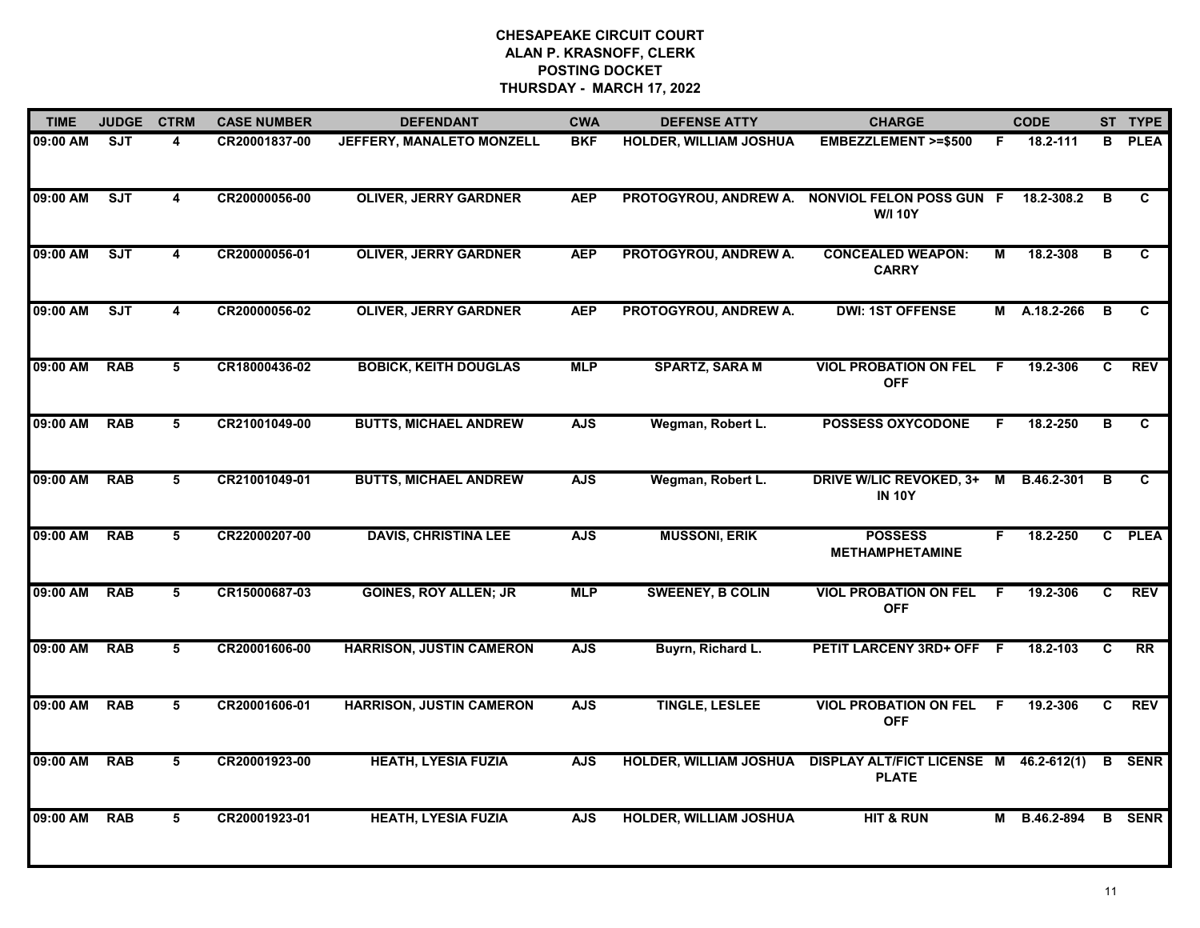# CHESAPEAKE CIRCUIT COURT
## ALAN P. KRASNOFF, CLERK
## POSTING DOCKET
## THURSDAY - MARCH 17, 2022

| TIME | JUDGE | CTRM | CASE NUMBER | DEFENDANT | CWA | DEFENSE ATTY | CHARGE | | CODE | ST | TYPE |
|---|---|---|---|---|---|---|---|---|---|---|---|
| 09:00 AM | SJT | 4 | CR20001837-00 | JEFFERY, MANALETO MONZELL | BKF | HOLDER, WILLIAM JOSHUA | EMBEZZLEMENT >=$500 | F | 18.2-111 | B | PLEA |
| 09:00 AM | SJT | 4 | CR20000056-00 | OLIVER, JERRY GARDNER | AEP | PROTOGYROU, ANDREW A. | NONVIOL FELON POSS GUN W/I 10Y | F | 18.2-308.2 | B | C |
| 09:00 AM | SJT | 4 | CR20000056-01 | OLIVER, JERRY GARDNER | AEP | PROTOGYROU, ANDREW A. | CONCEALED WEAPON: CARRY | M | 18.2-308 | B | C |
| 09:00 AM | SJT | 4 | CR20000056-02 | OLIVER, JERRY GARDNER | AEP | PROTOGYROU, ANDREW A. | DWI: 1ST OFFENSE | M | A.18.2-266 | B | C |
| 09:00 AM | RAB | 5 | CR18000436-02 | BOBICK, KEITH DOUGLAS | MLP | SPARTZ, SARA M | VIOL PROBATION ON FEL OFF | F | 19.2-306 | C | REV |
| 09:00 AM | RAB | 5 | CR21001049-00 | BUTTS, MICHAEL ANDREW | AJS | Wegman, Robert L. | POSSESS OXYCODONE | F | 18.2-250 | B | C |
| 09:00 AM | RAB | 5 | CR21001049-01 | BUTTS, MICHAEL ANDREW | AJS | Wegman, Robert L. | DRIVE W/LIC REVOKED, 3+ IN 10Y | M | B.46.2-301 | B | C |
| 09:00 AM | RAB | 5 | CR22000207-00 | DAVIS, CHRISTINA LEE | AJS | MUSSONI, ERIK | POSSESS METHAMPHETAMINE | F | 18.2-250 | C | PLEA |
| 09:00 AM | RAB | 5 | CR15000687-03 | GOINES, ROY ALLEN; JR | MLP | SWEENEY, B COLIN | VIOL PROBATION ON FEL OFF | F | 19.2-306 | C | REV |
| 09:00 AM | RAB | 5 | CR20001606-00 | HARRISON, JUSTIN CAMERON | AJS | Buyrn, Richard L. | PETIT LARCENY 3RD+ OFF | F | 18.2-103 | C | RR |
| 09:00 AM | RAB | 5 | CR20001606-01 | HARRISON, JUSTIN CAMERON | AJS | TINGLE, LESLEE | VIOL PROBATION ON FEL OFF | F | 19.2-306 | C | REV |
| 09:00 AM | RAB | 5 | CR20001923-00 | HEATH, LYESIA FUZIA | AJS | HOLDER, WILLIAM JOSHUA | DISPLAY ALT/FICT LICENSE PLATE | M | 46.2-612(1) | B | SENR |
| 09:00 AM | RAB | 5 | CR20001923-01 | HEATH, LYESIA FUZIA | AJS | HOLDER, WILLIAM JOSHUA | HIT & RUN | M | B.46.2-894 | B | SENR |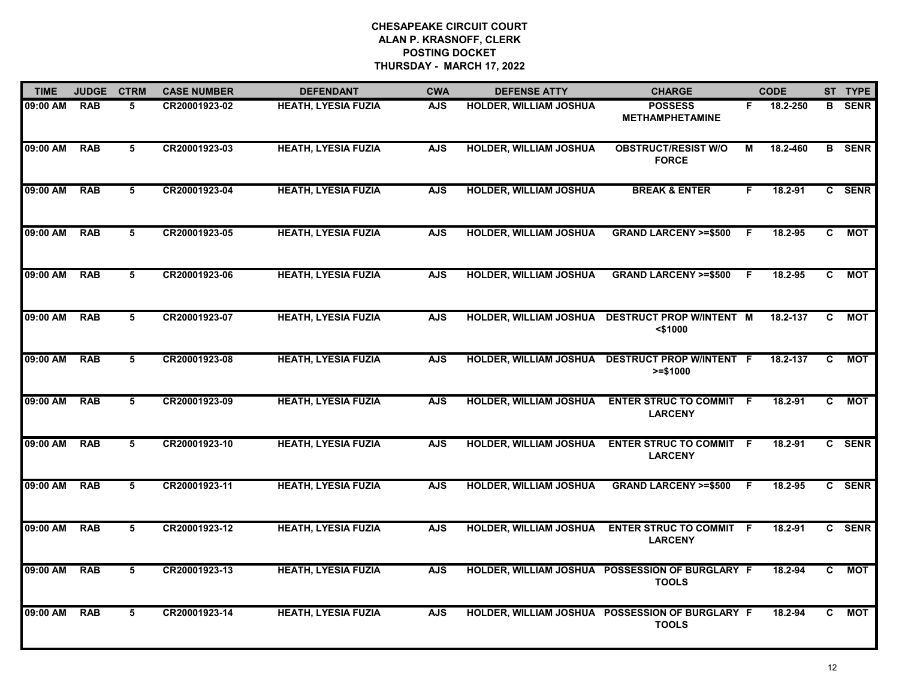# CHESAPEAKE CIRCUIT COURT
## ALAN P. KRASNOFF, CLERK
## POSTING DOCKET
## THURSDAY - MARCH 17, 2022

| TIME | JUDGE | CTRM | CASE NUMBER | DEFENDANT | CWA | DEFENSE ATTY | CHARGE | | CODE | ST | TYPE |
|---|---|---|---|---|---|---|---|---|---|---|---|
| 09:00 AM | RAB | 5 | CR20001923-02 | HEATH, LYESIA FUZIA | AJS | HOLDER, WILLIAM JOSHUA | POSSESS METHAMPHETAMINE | F | 18.2-250 | B | SENR |
| 09:00 AM | RAB | 5 | CR20001923-03 | HEATH, LYESIA FUZIA | AJS | HOLDER, WILLIAM JOSHUA | OBSTRUCT/RESIST W/O FORCE | M | 18.2-460 | B | SENR |
| 09:00 AM | RAB | 5 | CR20001923-04 | HEATH, LYESIA FUZIA | AJS | HOLDER, WILLIAM JOSHUA | BREAK & ENTER | F | 18.2-91 | C | SENR |
| 09:00 AM | RAB | 5 | CR20001923-05 | HEATH, LYESIA FUZIA | AJS | HOLDER, WILLIAM JOSHUA | GRAND LARCENY >=$500 | F | 18.2-95 | C | MOT |
| 09:00 AM | RAB | 5 | CR20001923-06 | HEATH, LYESIA FUZIA | AJS | HOLDER, WILLIAM JOSHUA | GRAND LARCENY >=$500 | F | 18.2-95 | C | MOT |
| 09:00 AM | RAB | 5 | CR20001923-07 | HEATH, LYESIA FUZIA | AJS | HOLDER, WILLIAM JOSHUA | DESTRUCT PROP W/INTENT <$1000 | M | 18.2-137 | C | MOT |
| 09:00 AM | RAB | 5 | CR20001923-08 | HEATH, LYESIA FUZIA | AJS | HOLDER, WILLIAM JOSHUA | DESTRUCT PROP W/INTENT >=$1000 | F | 18.2-137 | C | MOT |
| 09:00 AM | RAB | 5 | CR20001923-09 | HEATH, LYESIA FUZIA | AJS | HOLDER, WILLIAM JOSHUA | ENTER STRUC TO COMMIT LARCENY | F | 18.2-91 | C | MOT |
| 09:00 AM | RAB | 5 | CR20001923-10 | HEATH, LYESIA FUZIA | AJS | HOLDER, WILLIAM JOSHUA | ENTER STRUC TO COMMIT LARCENY | F | 18.2-91 | C | SENR |
| 09:00 AM | RAB | 5 | CR20001923-11 | HEATH, LYESIA FUZIA | AJS | HOLDER, WILLIAM JOSHUA | GRAND LARCENY >=$500 | F | 18.2-95 | C | SENR |
| 09:00 AM | RAB | 5 | CR20001923-12 | HEATH, LYESIA FUZIA | AJS | HOLDER, WILLIAM JOSHUA | ENTER STRUC TO COMMIT LARCENY | F | 18.2-91 | C | SENR |
| 09:00 AM | RAB | 5 | CR20001923-13 | HEATH, LYESIA FUZIA | AJS | HOLDER, WILLIAM JOSHUA | POSSESSION OF BURGLARY TOOLS | F | 18.2-94 | C | MOT |
| 09:00 AM | RAB | 5 | CR20001923-14 | HEATH, LYESIA FUZIA | AJS | HOLDER, WILLIAM JOSHUA | POSSESSION OF BURGLARY TOOLS | F | 18.2-94 | C | MOT |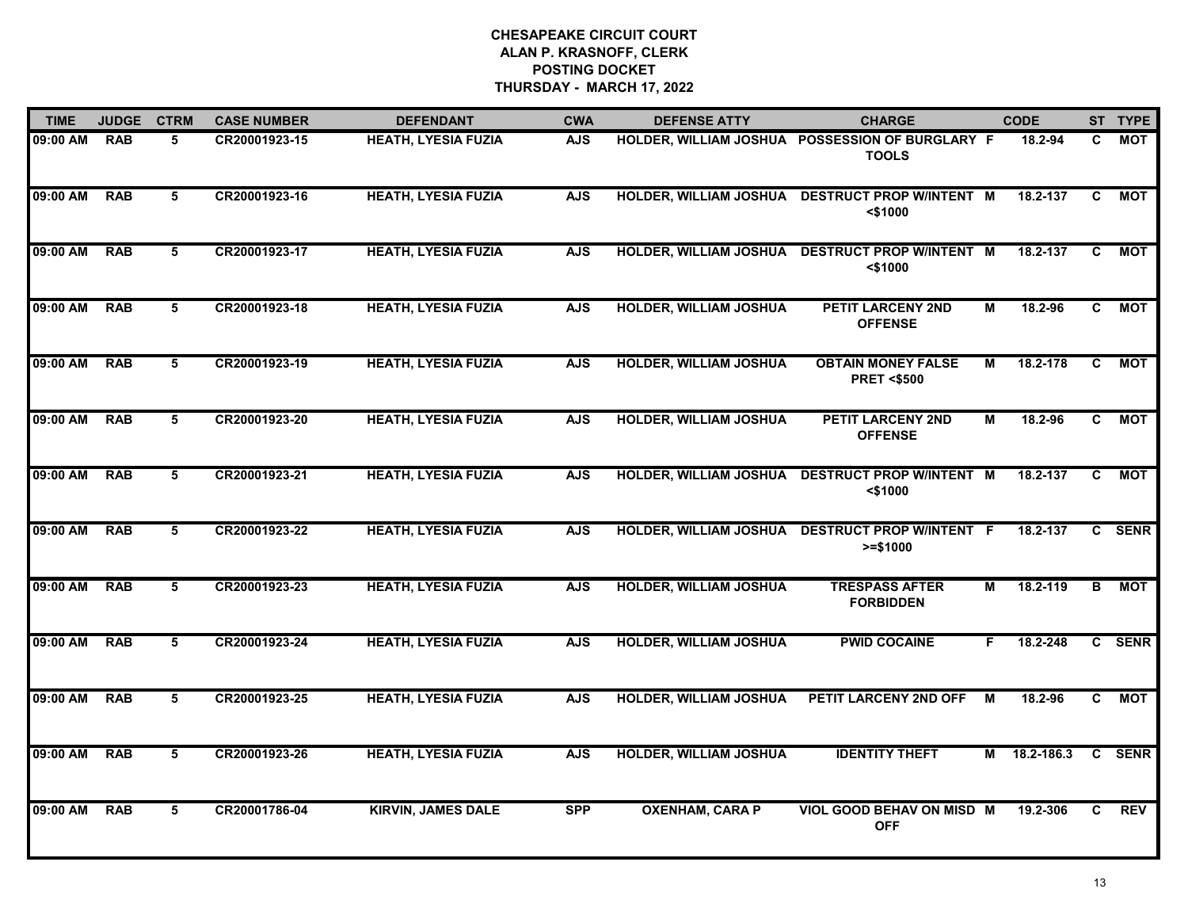# CHESAPEAKE CIRCUIT COURT
## ALAN P. KRASNOFF, CLERK
## POSTING DOCKET
## THURSDAY - MARCH 17, 2022

| TIME | JUDGE | CTRM | CASE NUMBER | DEFENDANT | CWA | DEFENSE ATTY | CHARGE | | CODE | ST | TYPE |
|---|---|---|---|---|---|---|---|---|---|---|---|
| 09:00 AM | RAB | 5 | CR20001923-15 | HEATH, LYESIA FUZIA | AJS | HOLDER, WILLIAM JOSHUA | POSSESSION OF BURGLARY TOOLS | F | 18.2-94 | C | MOT |
| 09:00 AM | RAB | 5 | CR20001923-16 | HEATH, LYESIA FUZIA | AJS | HOLDER, WILLIAM JOSHUA | DESTRUCT PROP W/INTENT <$1000 | M | 18.2-137 | C | MOT |
| 09:00 AM | RAB | 5 | CR20001923-17 | HEATH, LYESIA FUZIA | AJS | HOLDER, WILLIAM JOSHUA | DESTRUCT PROP W/INTENT <$1000 | M | 18.2-137 | C | MOT |
| 09:00 AM | RAB | 5 | CR20001923-18 | HEATH, LYESIA FUZIA | AJS | HOLDER, WILLIAM JOSHUA | PETIT LARCENY 2ND OFFENSE | M | 18.2-96 | C | MOT |
| 09:00 AM | RAB | 5 | CR20001923-19 | HEATH, LYESIA FUZIA | AJS | HOLDER, WILLIAM JOSHUA | OBTAIN MONEY FALSE PRET <$500 | M | 18.2-178 | C | MOT |
| 09:00 AM | RAB | 5 | CR20001923-20 | HEATH, LYESIA FUZIA | AJS | HOLDER, WILLIAM JOSHUA | PETIT LARCENY 2ND OFFENSE | M | 18.2-96 | C | MOT |
| 09:00 AM | RAB | 5 | CR20001923-21 | HEATH, LYESIA FUZIA | AJS | HOLDER, WILLIAM JOSHUA | DESTRUCT PROP W/INTENT <$1000 | M | 18.2-137 | C | MOT |
| 09:00 AM | RAB | 5 | CR20001923-22 | HEATH, LYESIA FUZIA | AJS | HOLDER, WILLIAM JOSHUA | DESTRUCT PROP W/INTENT >=$1000 | F | 18.2-137 | C | SENR |
| 09:00 AM | RAB | 5 | CR20001923-23 | HEATH, LYESIA FUZIA | AJS | HOLDER, WILLIAM JOSHUA | TRESPASS AFTER FORBIDDEN | M | 18.2-119 | B | MOT |
| 09:00 AM | RAB | 5 | CR20001923-24 | HEATH, LYESIA FUZIA | AJS | HOLDER, WILLIAM JOSHUA | PWID COCAINE | F | 18.2-248 | C | SENR |
| 09:00 AM | RAB | 5 | CR20001923-25 | HEATH, LYESIA FUZIA | AJS | HOLDER, WILLIAM JOSHUA | PETIT LARCENY 2ND OFF | M | 18.2-96 | C | MOT |
| 09:00 AM | RAB | 5 | CR20001923-26 | HEATH, LYESIA FUZIA | AJS | HOLDER, WILLIAM JOSHUA | IDENTITY THEFT | M | 18.2-186.3 | C | SENR |
| 09:00 AM | RAB | 5 | CR20001786-04 | KIRVIN, JAMES DALE | SPP | OXENHAM, CARA P | VIOL GOOD BEHAV ON MISD OFF | M | 19.2-306 | C | REV |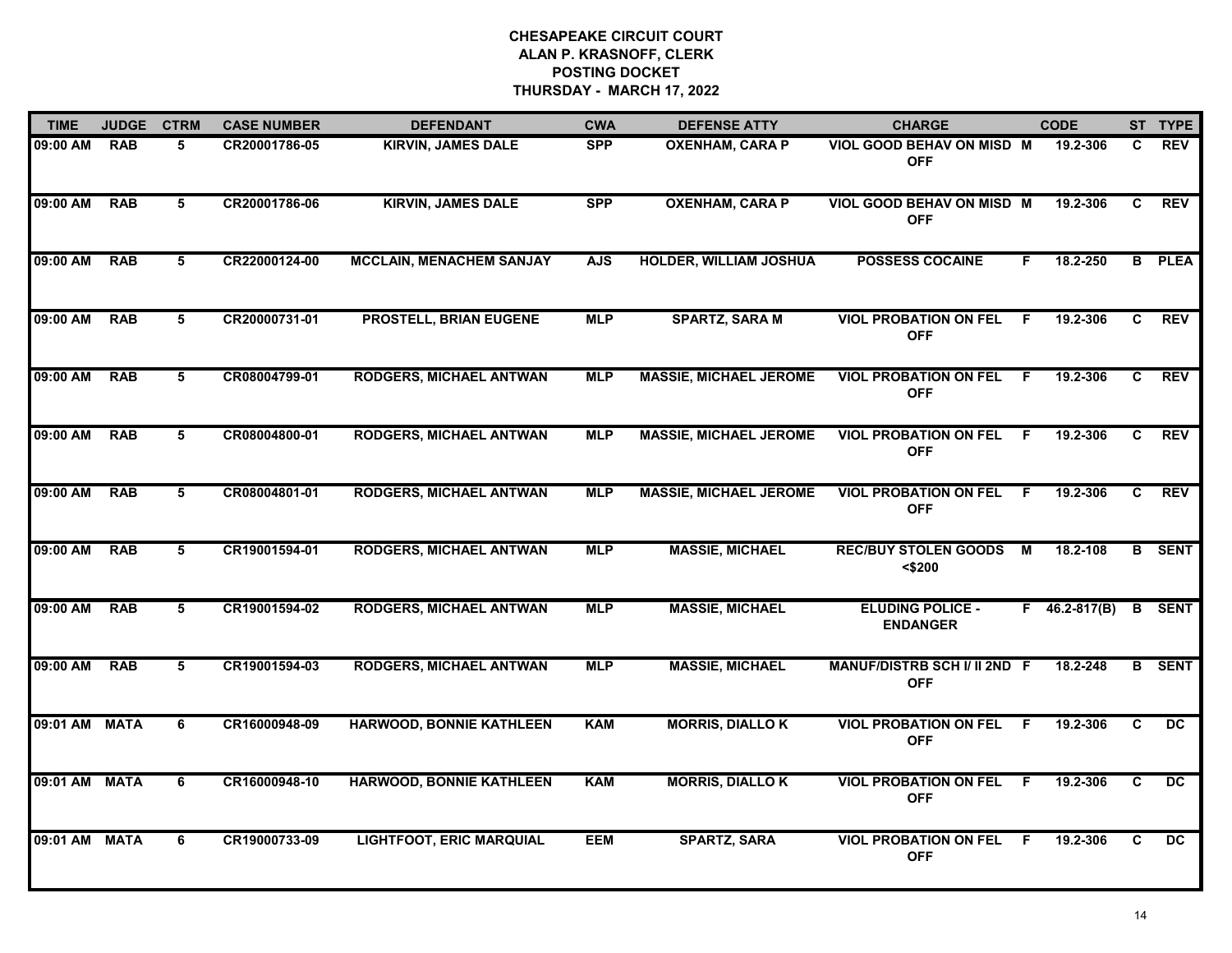# CHESAPEAKE CIRCUIT COURT
## ALAN P. KRASNOFF, CLERK
## POSTING DOCKET
## THURSDAY - MARCH 17, 2022

| TIME | JUDGE | CTRM | CASE NUMBER | DEFENDANT | CWA | DEFENSE ATTY | CHARGE | | CODE | ST | TYPE |
|---|---|---|---|---|---|---|---|---|---|---|---|
| 09:00 AM | RAB | 5 | CR20001786-05 | KIRVIN, JAMES DALE | SPP | OXENHAM, CARA P | VIOL GOOD BEHAV ON MISD OFF | M | 19.2-306 | C | REV |
| 09:00 AM | RAB | 5 | CR20001786-06 | KIRVIN, JAMES DALE | SPP | OXENHAM, CARA P | VIOL GOOD BEHAV ON MISD OFF | M | 19.2-306 | C | REV |
| 09:00 AM | RAB | 5 | CR22000124-00 | MCCLAIN, MENACHEM SANJAY | AJS | HOLDER, WILLIAM JOSHUA | POSSESS COCAINE | F | 18.2-250 | B | PLEA |
| 09:00 AM | RAB | 5 | CR20000731-01 | PROSTELL, BRIAN EUGENE | MLP | SPARTZ, SARA M | VIOL PROBATION ON FEL OFF | F | 19.2-306 | C | REV |
| 09:00 AM | RAB | 5 | CR08004799-01 | RODGERS, MICHAEL ANTWAN | MLP | MASSIE, MICHAEL JEROME | VIOL PROBATION ON FEL OFF | F | 19.2-306 | C | REV |
| 09:00 AM | RAB | 5 | CR08004800-01 | RODGERS, MICHAEL ANTWAN | MLP | MASSIE, MICHAEL JEROME | VIOL PROBATION ON FEL OFF | F | 19.2-306 | C | REV |
| 09:00 AM | RAB | 5 | CR08004801-01 | RODGERS, MICHAEL ANTWAN | MLP | MASSIE, MICHAEL JEROME | VIOL PROBATION ON FEL OFF | F | 19.2-306 | C | REV |
| 09:00 AM | RAB | 5 | CR19001594-01 | RODGERS, MICHAEL ANTWAN | MLP | MASSIE, MICHAEL | REC/BUY STOLEN GOODS <$200 | M | 18.2-108 | B | SENT |
| 09:00 AM | RAB | 5 | CR19001594-02 | RODGERS, MICHAEL ANTWAN | MLP | MASSIE, MICHAEL | ELUDING POLICE - ENDANGER | F | 46.2-817(B) | B | SENT |
| 09:00 AM | RAB | 5 | CR19001594-03 | RODGERS, MICHAEL ANTWAN | MLP | MASSIE, MICHAEL | MANUF/DISTRB SCH I/ II 2ND OFF | F | 18.2-248 | B | SENT |
| 09:01 AM | MATA | 6 | CR16000948-09 | HARWOOD, BONNIE KATHLEEN | KAM | MORRIS, DIALLO K | VIOL PROBATION ON FEL OFF | F | 19.2-306 | C | DC |
| 09:01 AM | MATA | 6 | CR16000948-10 | HARWOOD, BONNIE KATHLEEN | KAM | MORRIS, DIALLO K | VIOL PROBATION ON FEL OFF | F | 19.2-306 | C | DC |
| 09:01 AM | MATA | 6 | CR19000733-09 | LIGHTFOOT, ERIC MARQUIAL | EEM | SPARTZ, SARA | VIOL PROBATION ON FEL OFF | F | 19.2-306 | C | DC |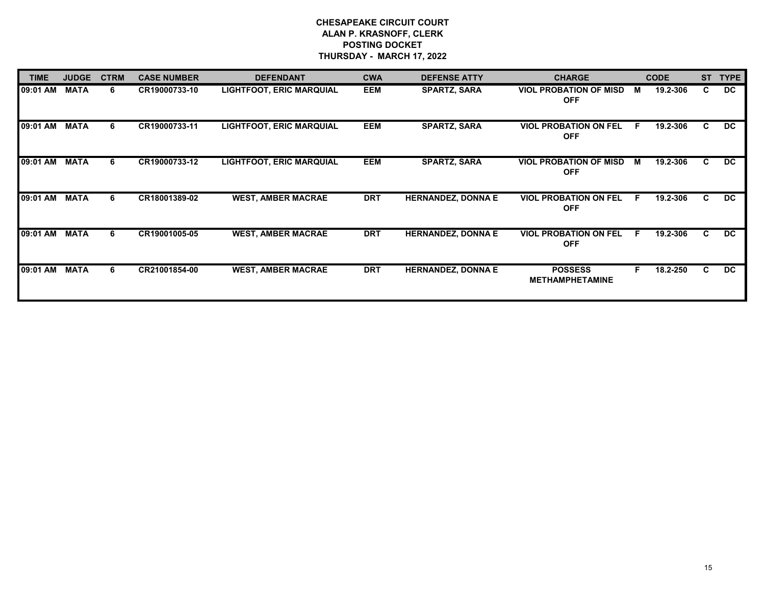**CHESAPEAKE CIRCUIT COURT**
**ALAN P. KRASNOFF, CLERK**
**POSTING DOCKET**
**THURSDAY - MARCH 17, 2022**

| TIME | JUDGE | CTRM | CASE NUMBER | DEFENDANT | CWA | DEFENSE ATTY | CHARGE | | CODE | ST | TYPE |
|---|---|---|---|---|---|---|---|---|---|---|---|
| 09:01 AM | MATA | 6 | CR19000733-10 | LIGHTFOOT, ERIC MARQUIAL | EEM | SPARTZ, SARA | VIOL PROBATION OF MISD OFF | M | 19.2-306 | C | DC |
| 09:01 AM | MATA | 6 | CR19000733-11 | LIGHTFOOT, ERIC MARQUIAL | EEM | SPARTZ, SARA | VIOL PROBATION ON FEL OFF | F | 19.2-306 | C | DC |
| 09:01 AM | MATA | 6 | CR19000733-12 | LIGHTFOOT, ERIC MARQUIAL | EEM | SPARTZ, SARA | VIOL PROBATION OF MISD OFF | M | 19.2-306 | C | DC |
| 09:01 AM | MATA | 6 | CR18001389-02 | WEST, AMBER MACRAE | DRT | HERNANDEZ, DONNA E | VIOL PROBATION ON FEL OFF | F | 19.2-306 | C | DC |
| 09:01 AM | MATA | 6 | CR19001005-05 | WEST, AMBER MACRAE | DRT | HERNANDEZ, DONNA E | VIOL PROBATION ON FEL OFF | F | 19.2-306 | C | DC |
| 09:01 AM | MATA | 6 | CR21001854-00 | WEST, AMBER MACRAE | DRT | HERNANDEZ, DONNA E | POSSESS METHAMPHETAMINE | F | 18.2-250 | C | DC |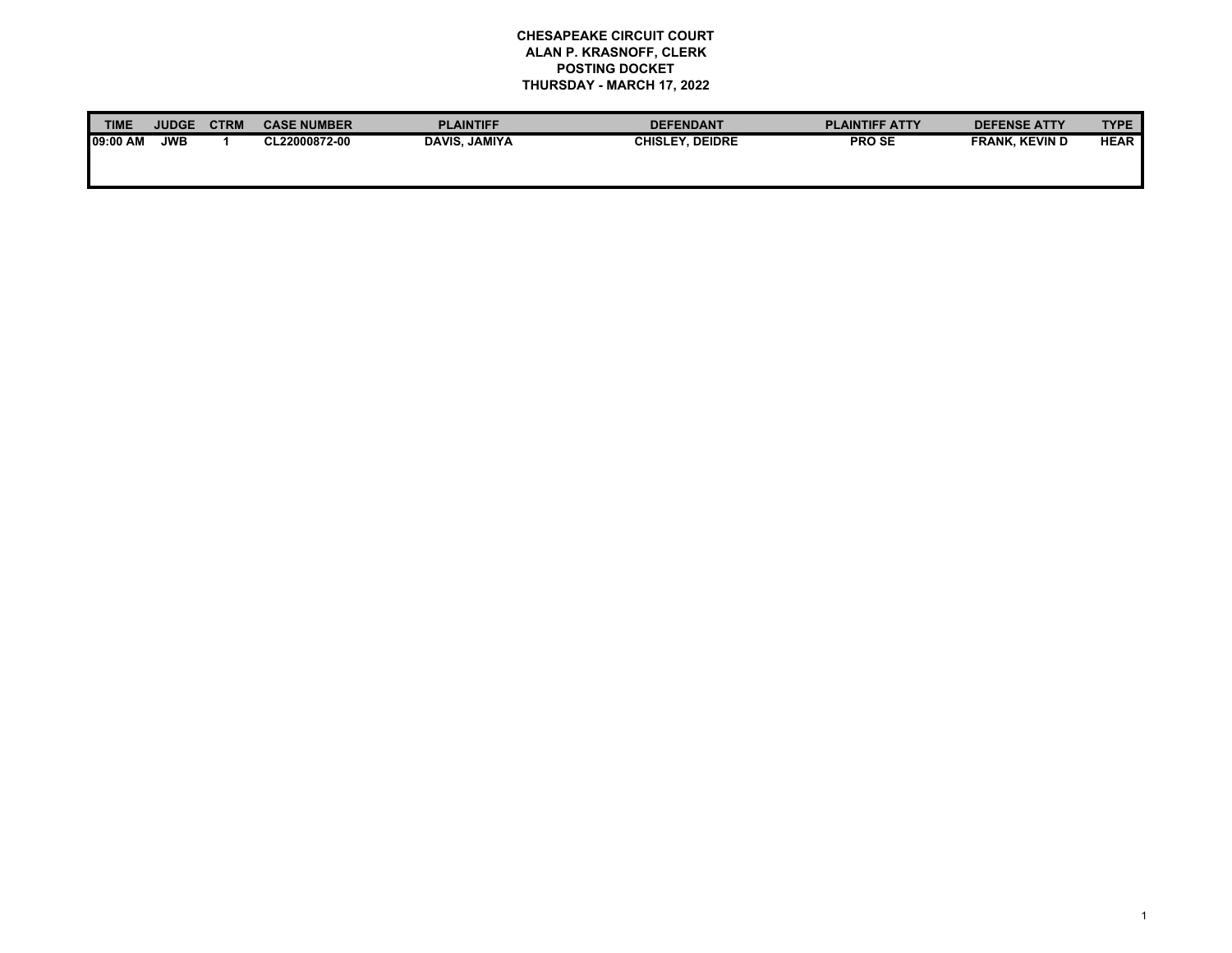**CHESAPEAKE CIRCUIT COURT**
**ALAN P. KRASNOFF, CLERK**
**POSTING DOCKET**
**THURSDAY - MARCH 17, 2022**

| TIME | JUDGE | CTRM | CASE NUMBER | PLAINTIFF | DEFENDANT | PLAINTIFF ATTY | DEFENSE ATTY | TYPE |
|---|---|---|---|---|---|---|---|---|
| 09:00 AM | JWB | 1 | CL22000872-00 | DAVIS, JAMIYA | CHISLEY, DEIDRE | PRO SE | FRANK, KEVIN D | HEAR |